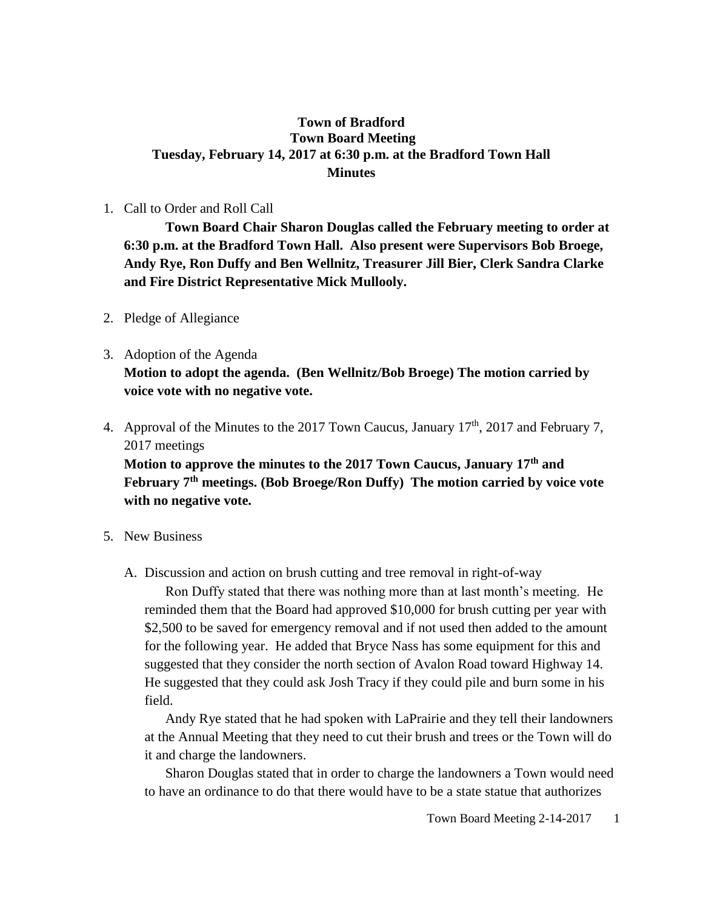# Town of Bradford
## Town Board Meeting
## Tuesday, February 14, 2017 at 6:30 p.m. at the Bradford Town Hall
## Minutes

1. Call to Order and Roll Call

   **Town Board Chair Sharon Douglas called the February meeting to order at 6:30 p.m. at the Bradford Town Hall. Also present were Supervisors Bob Broege, Andy Rye, Ron Duffy and Ben Wellnitz, Treasurer Jill Bier, Clerk Sandra Clarke and Fire District Representative Mick Mullooly.**

2. Pledge of Allegiance

3. Adoption of the Agenda

   **Motion to adopt the agenda. (Ben Wellnitz/Bob Broege) The motion carried by voice vote with no negative vote.**

4. Approval of the Minutes to the 2017 Town Caucus, January 17th, 2017 and February 7, 2017 meetings

   **Motion to approve the minutes to the 2017 Town Caucus, January 17th and February 7th meetings. (Bob Broege/Ron Duffy) The motion carried by voice vote with no negative vote.**

5. New Business

   A. Discussion and action on brush cutting and tree removal in right-of-way

      Ron Duffy stated that there was nothing more than at last month's meeting. He reminded them that the Board had approved $10,000 for brush cutting per year with $2,500 to be saved for emergency removal and if not used then added to the amount for the following year. He added that Bryce Nass has some equipment for this and suggested that they consider the north section of Avalon Road toward Highway 14. He suggested that they could ask Josh Tracy if they could pile and burn some in his field.

      Andy Rye stated that he had spoken with LaPrairie and they tell their landowners at the Annual Meeting that they need to cut their brush and trees or the Town will do it and charge the landowners.

      Sharon Douglas stated that in order to charge the landowners a Town would need to have an ordinance to do that there would have to be a state statue that authorizes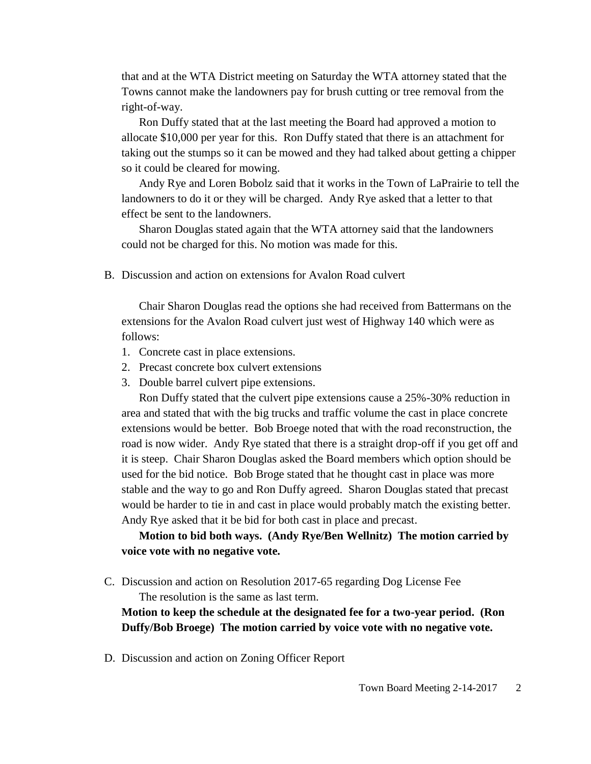that and at the WTA District meeting on Saturday the WTA attorney stated that the Towns cannot make the landowners pay for brush cutting or tree removal from the right-of-way.

Ron Duffy stated that at the last meeting the Board had approved a motion to allocate $10,000 per year for this. Ron Duffy stated that there is an attachment for taking out the stumps so it can be mowed and they had talked about getting a chipper so it could be cleared for mowing.

Andy Rye and Loren Bobolz said that it works in the Town of LaPrairie to tell the landowners to do it or they will be charged. Andy Rye asked that a letter to that effect be sent to the landowners.

Sharon Douglas stated again that the WTA attorney said that the landowners could not be charged for this. No motion was made for this.

B. Discussion and action on extensions for Avalon Road culvert

Chair Sharon Douglas read the options she had received from Battermans on the extensions for the Avalon Road culvert just west of Highway 140 which were as follows:

1. Concrete cast in place extensions.
2. Precast concrete box culvert extensions
3. Double barrel culvert pipe extensions.

Ron Duffy stated that the culvert pipe extensions cause a 25%-30% reduction in area and stated that with the big trucks and traffic volume the cast in place concrete extensions would be better. Bob Broege noted that with the road reconstruction, the road is now wider. Andy Rye stated that there is a straight drop-off if you get off and it is steep. Chair Sharon Douglas asked the Board members which option should be used for the bid notice. Bob Broge stated that he thought cast in place was more stable and the way to go and Ron Duffy agreed. Sharon Douglas stated that precast would be harder to tie in and cast in place would probably match the existing better. Andy Rye asked that it be bid for both cast in place and precast.

**Motion to bid both ways. (Andy Rye/Ben Wellnitz) The motion carried by voice vote with no negative vote.**

C. Discussion and action on Resolution 2017-65 regarding Dog License Fee

The resolution is the same as last term.

**Motion to keep the schedule at the designated fee for a two-year period. (Ron Duffy/Bob Broege) The motion carried by voice vote with no negative vote.**

D. Discussion and action on Zoning Officer Report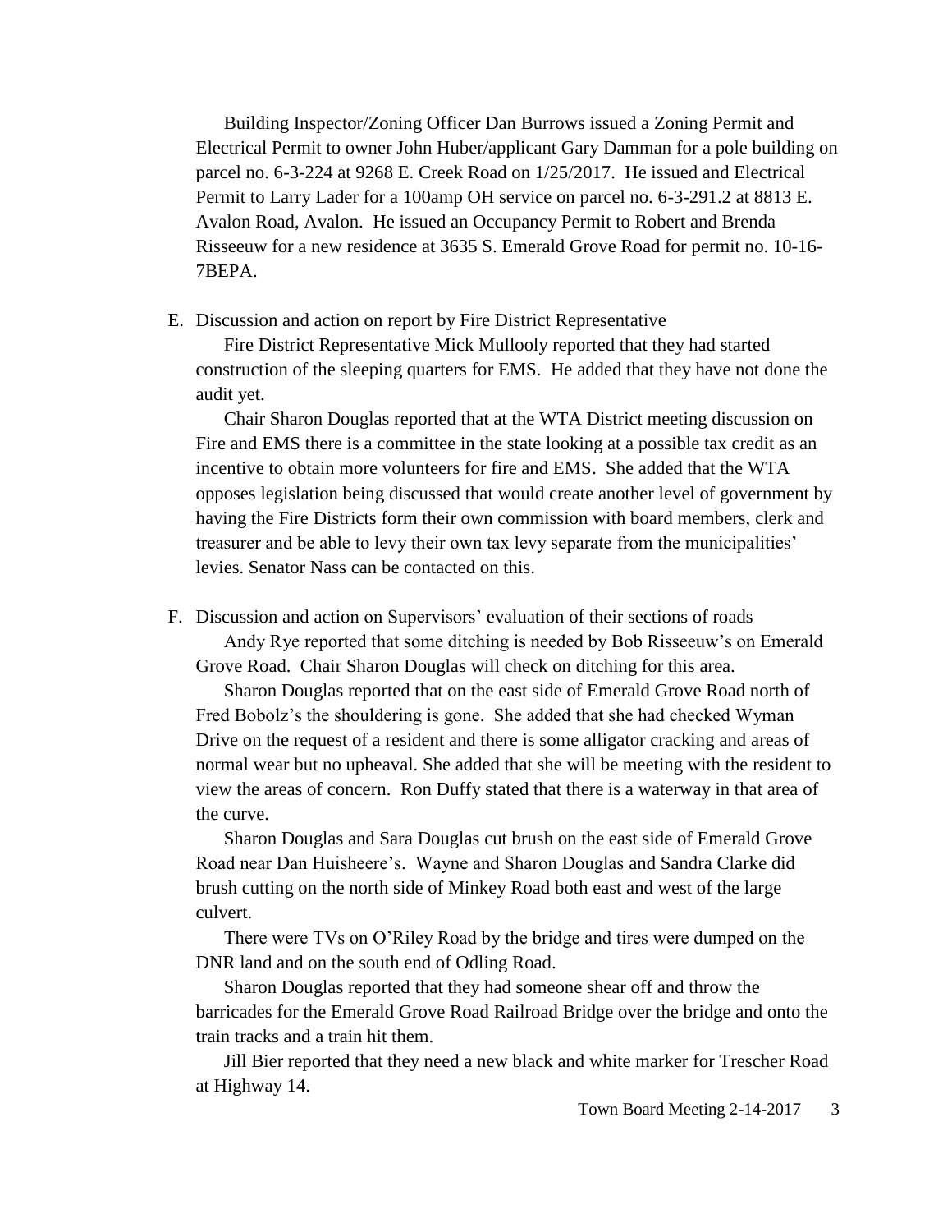Building Inspector/Zoning Officer Dan Burrows issued a Zoning Permit and Electrical Permit to owner John Huber/applicant Gary Damman for a pole building on parcel no. 6-3-224 at 9268 E. Creek Road on 1/25/2017. He issued and Electrical Permit to Larry Lader for a 100amp OH service on parcel no. 6-3-291.2 at 8813 E. Avalon Road, Avalon. He issued an Occupancy Permit to Robert and Brenda Risseeuw for a new residence at 3635 S. Emerald Grove Road for permit no. 10-16-7BEPA.

E. Discussion and action on report by Fire District Representative

Fire District Representative Mick Mullooly reported that they had started construction of the sleeping quarters for EMS. He added that they have not done the audit yet.

Chair Sharon Douglas reported that at the WTA District meeting discussion on Fire and EMS there is a committee in the state looking at a possible tax credit as an incentive to obtain more volunteers for fire and EMS. She added that the WTA opposes legislation being discussed that would create another level of government by having the Fire Districts form their own commission with board members, clerk and treasurer and be able to levy their own tax levy separate from the municipalities' levies. Senator Nass can be contacted on this.

F. Discussion and action on Supervisors' evaluation of their sections of roads

Andy Rye reported that some ditching is needed by Bob Risseeuw's on Emerald Grove Road. Chair Sharon Douglas will check on ditching for this area.

Sharon Douglas reported that on the east side of Emerald Grove Road north of Fred Bobolz's the shouldering is gone. She added that she had checked Wyman Drive on the request of a resident and there is some alligator cracking and areas of normal wear but no upheaval. She added that she will be meeting with the resident to view the areas of concern. Ron Duffy stated that there is a waterway in that area of the curve.

Sharon Douglas and Sara Douglas cut brush on the east side of Emerald Grove Road near Dan Huisheere's. Wayne and Sharon Douglas and Sandra Clarke did brush cutting on the north side of Minkey Road both east and west of the large culvert.

There were TVs on O'Riley Road by the bridge and tires were dumped on the DNR land and on the south end of Odling Road.

Sharon Douglas reported that they had someone shear off and throw the barricades for the Emerald Grove Road Railroad Bridge over the bridge and onto the train tracks and a train hit them.

Jill Bier reported that they need a new black and white marker for Trescher Road at Highway 14.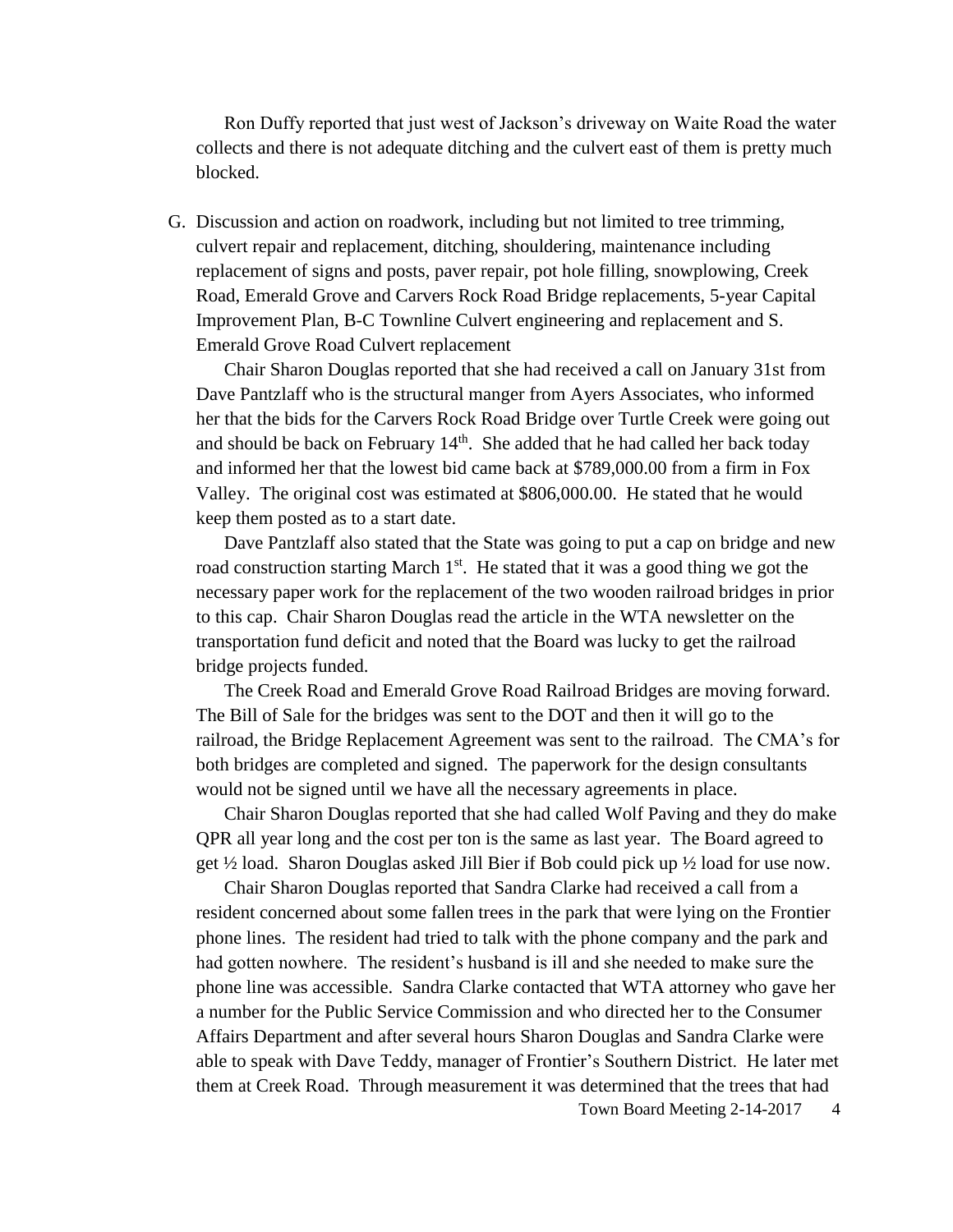Ron Duffy reported that just west of Jackson's driveway on Waite Road the water collects and there is not adequate ditching and the culvert east of them is pretty much blocked.

G. Discussion and action on roadwork, including but not limited to tree trimming, culvert repair and replacement, ditching, shouldering, maintenance including replacement of signs and posts, paver repair, pot hole filling, snowplowing, Creek Road, Emerald Grove and Carvers Rock Road Bridge replacements, 5-year Capital Improvement Plan, B-C Townline Culvert engineering and replacement and S. Emerald Grove Road Culvert replacement

Chair Sharon Douglas reported that she had received a call on January 31st from Dave Pantzlaff who is the structural manger from Ayers Associates, who informed her that the bids for the Carvers Rock Road Bridge over Turtle Creek were going out and should be back on February 14th. She added that he had called her back today and informed her that the lowest bid came back at $789,000.00 from a firm in Fox Valley. The original cost was estimated at $806,000.00. He stated that he would keep them posted as to a start date.

Dave Pantzlaff also stated that the State was going to put a cap on bridge and new road construction starting March 1st. He stated that it was a good thing we got the necessary paper work for the replacement of the two wooden railroad bridges in prior to this cap. Chair Sharon Douglas read the article in the WTA newsletter on the transportation fund deficit and noted that the Board was lucky to get the railroad bridge projects funded.

The Creek Road and Emerald Grove Road Railroad Bridges are moving forward. The Bill of Sale for the bridges was sent to the DOT and then it will go to the railroad, the Bridge Replacement Agreement was sent to the railroad. The CMA's for both bridges are completed and signed. The paperwork for the design consultants would not be signed until we have all the necessary agreements in place.

Chair Sharon Douglas reported that she had called Wolf Paving and they do make QPR all year long and the cost per ton is the same as last year. The Board agreed to get ½ load. Sharon Douglas asked Jill Bier if Bob could pick up ½ load for use now.

Chair Sharon Douglas reported that Sandra Clarke had received a call from a resident concerned about some fallen trees in the park that were lying on the Frontier phone lines. The resident had tried to talk with the phone company and the park and had gotten nowhere. The resident's husband is ill and she needed to make sure the phone line was accessible. Sandra Clarke contacted that WTA attorney who gave her a number for the Public Service Commission and who directed her to the Consumer Affairs Department and after several hours Sharon Douglas and Sandra Clarke were able to speak with Dave Teddy, manager of Frontier's Southern District. He later met them at Creek Road. Through measurement it was determined that the trees that had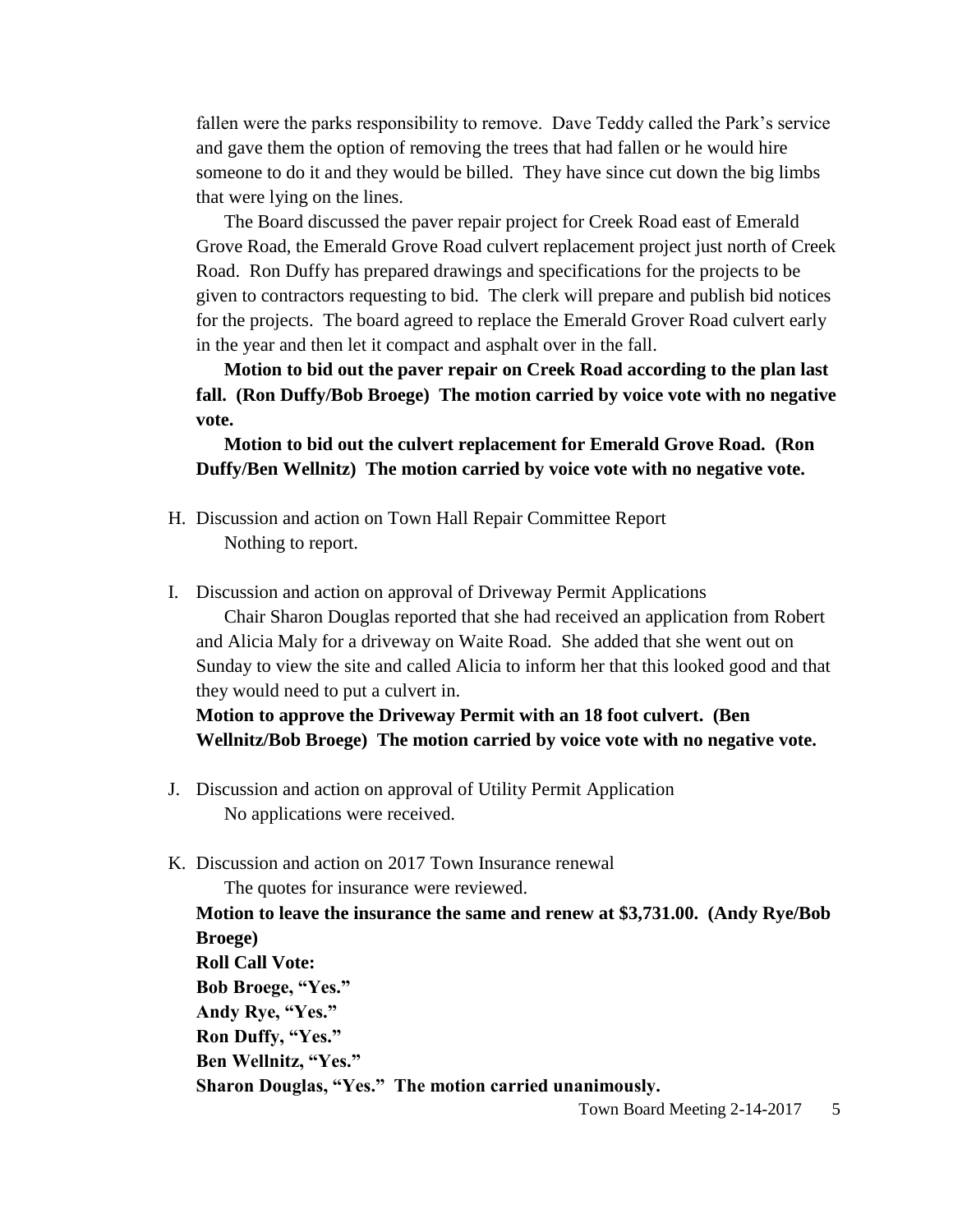fallen were the parks responsibility to remove. Dave Teddy called the Park's service and gave them the option of removing the trees that had fallen or he would hire someone to do it and they would be billed. They have since cut down the big limbs that were lying on the lines.

The Board discussed the paver repair project for Creek Road east of Emerald Grove Road, the Emerald Grove Road culvert replacement project just north of Creek Road. Ron Duffy has prepared drawings and specifications for the projects to be given to contractors requesting to bid. The clerk will prepare and publish bid notices for the projects. The board agreed to replace the Emerald Grover Road culvert early in the year and then let it compact and asphalt over in the fall.

**Motion to bid out the paver repair on Creek Road according to the plan last fall. (Ron Duffy/Bob Broege) The motion carried by voice vote with no negative vote.**

**Motion to bid out the culvert replacement for Emerald Grove Road. (Ron Duffy/Ben Wellnitz) The motion carried by voice vote with no negative vote.**

H. Discussion and action on Town Hall Repair Committee Report

Nothing to report.

I. Discussion and action on approval of Driveway Permit Applications

Chair Sharon Douglas reported that she had received an application from Robert and Alicia Maly for a driveway on Waite Road. She added that she went out on Sunday to view the site and called Alicia to inform her that this looked good and that they would need to put a culvert in.

**Motion to approve the Driveway Permit with an 18 foot culvert. (Ben Wellnitz/Bob Broege) The motion carried by voice vote with no negative vote.**

J. Discussion and action on approval of Utility Permit Application

No applications were received.

K. Discussion and action on 2017 Town Insurance renewal

The quotes for insurance were reviewed.

**Motion to leave the insurance the same and renew at $3,731.00. (Andy Rye/Bob Broege)**
**Roll Call Vote:**
**Bob Broege, "Yes."**
**Andy Rye, "Yes."**
**Ron Duffy, "Yes."**
**Ben Wellnitz, "Yes."**
**Sharon Douglas, "Yes." The motion carried unanimously.**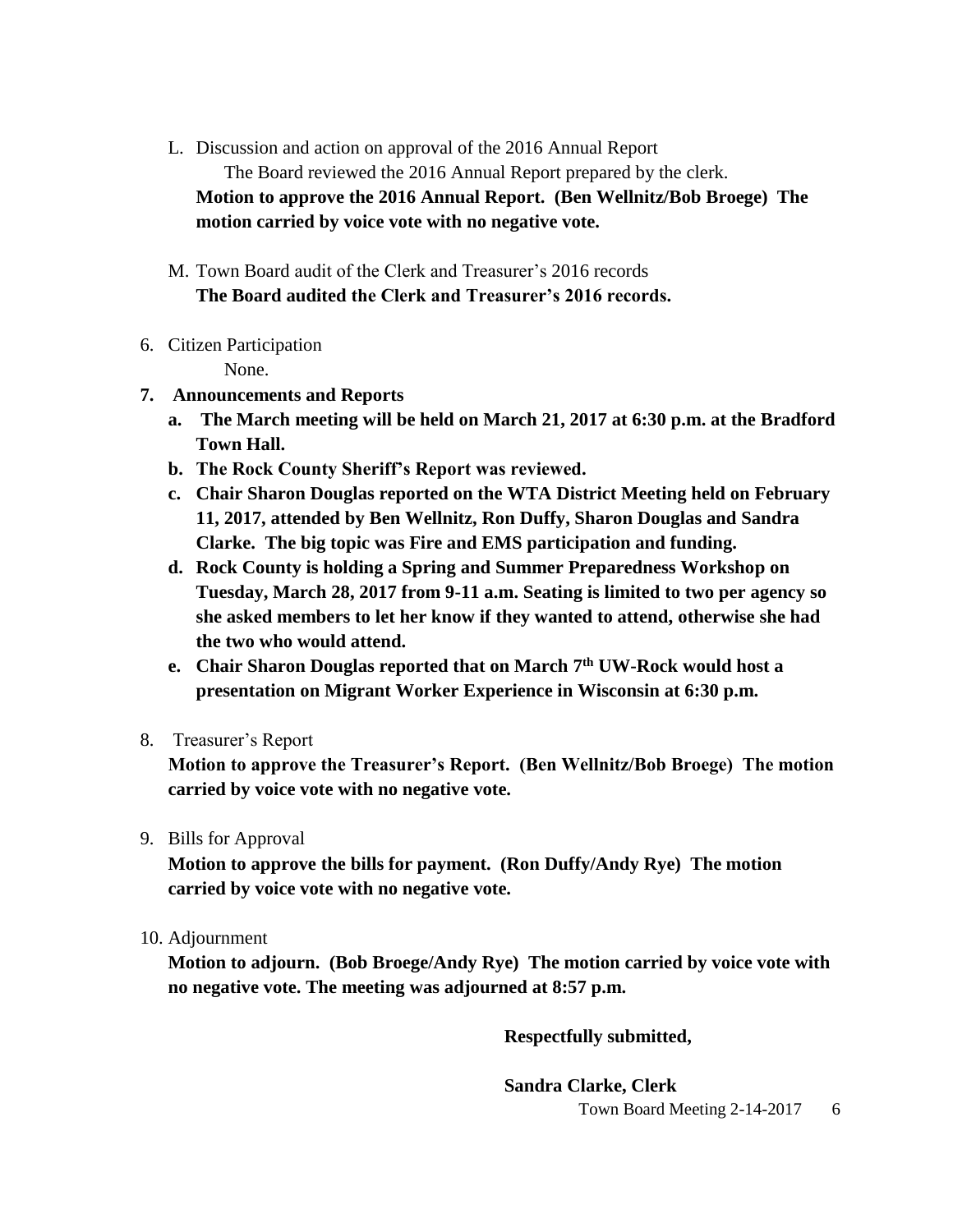L. Discussion and action on approval of the 2016 Annual Report
   The Board reviewed the 2016 Annual Report prepared by the clerk.
   **Motion to approve the 2016 Annual Report. (Ben Wellnitz/Bob Broege) The motion carried by voice vote with no negative vote.**

M. Town Board audit of the Clerk and Treasurer's 2016 records
   **The Board audited the Clerk and Treasurer's 2016 records.**

6. Citizen Participation
   None.

7. **Announcements and Reports**
   a. **The March meeting will be held on March 21, 2017 at 6:30 p.m. at the Bradford Town Hall.**
   b. **The Rock County Sheriff's Report was reviewed.**
   c. **Chair Sharon Douglas reported on the WTA District Meeting held on February 11, 2017, attended by Ben Wellnitz, Ron Duffy, Sharon Douglas and Sandra Clarke. The big topic was Fire and EMS participation and funding.**
   d. **Rock County is holding a Spring and Summer Preparedness Workshop on Tuesday, March 28, 2017 from 9-11 a.m. Seating is limited to two per agency so she asked members to let her know if they wanted to attend, otherwise she had the two who would attend.**
   e. **Chair Sharon Douglas reported that on March 7th UW-Rock would host a presentation on Migrant Worker Experience in Wisconsin at 6:30 p.m.**

8. Treasurer's Report
   **Motion to approve the Treasurer's Report. (Ben Wellnitz/Bob Broege) The motion carried by voice vote with no negative vote.**

9. Bills for Approval
   **Motion to approve the bills for payment. (Ron Duffy/Andy Rye) The motion carried by voice vote with no negative vote.**

10. Adjournment
    **Motion to adjourn. (Bob Broege/Andy Rye) The motion carried by voice vote with no negative vote. The meeting was adjourned at 8:57 p.m.**

**Respectfully submitted,**

**Sandra Clarke, Clerk**